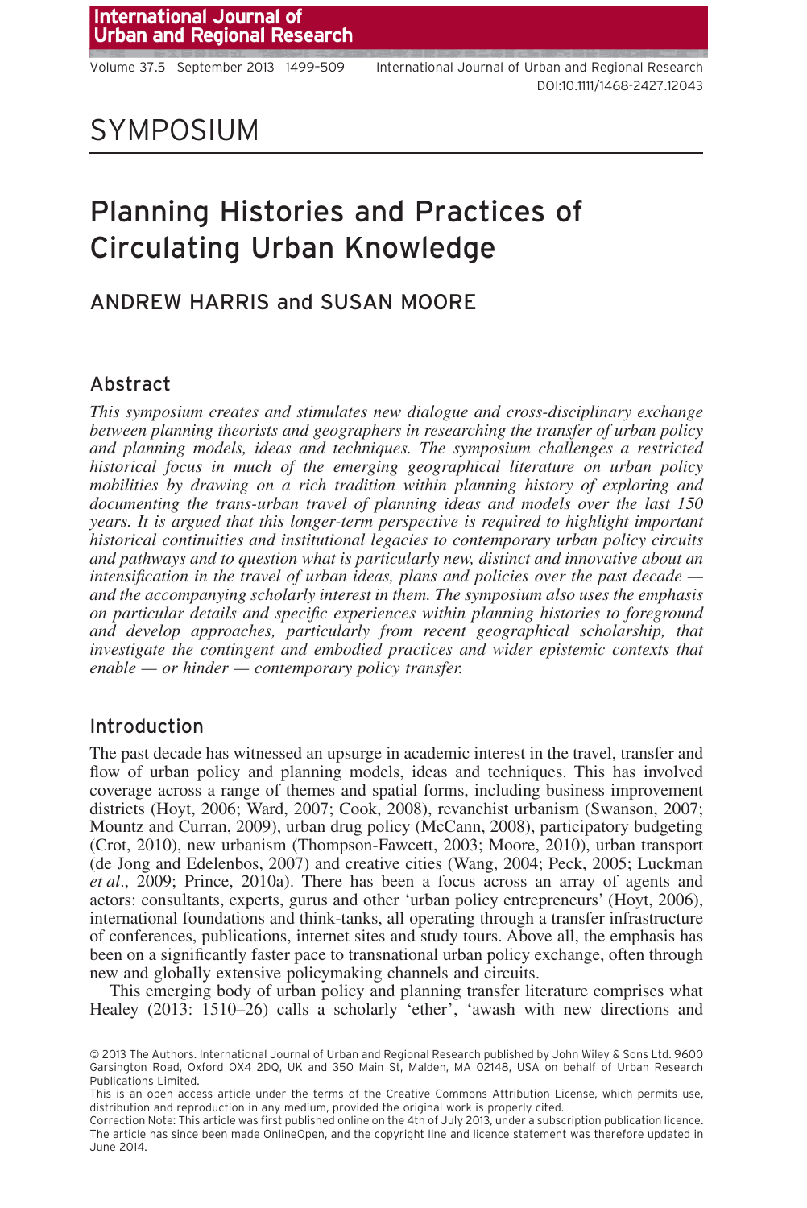# SYMPOSIUM

# Planning Histories and Practices of Circulating Urban Knowledge

## ANDREW HARRIS and SUSAN MOORE

### Abstract

*This symposium creates and stimulates new dialogue and cross-disciplinary exchange between planning theorists and geographers in researching the transfer of urban policy and planning models, ideas and techniques. The symposium challenges a restricted historical focus in much of the emerging geographical literature on urban policy mobilities by drawing on a rich tradition within planning history of exploring and documenting the trans-urban travel of planning ideas and models over the last 150 years. It is argued that this longer-term perspective is required to highlight important historical continuities and institutional legacies to contemporary urban policy circuits and pathways and to question what is particularly new, distinct and innovative about an intensification in the travel of urban ideas, plans and policies over the past decade — and the accompanying scholarly interest in them. The symposium also uses the emphasis on particular details and specific experiences within planning histories to foreground and develop approaches, particularly from recent geographical scholarship, that investigate the contingent and embodied practices and wider epistemic contexts that enable — or hinder — contemporary policy transfer.*

### Introduction

The past decade has witnessed an upsurge in academic interest in the travel, transfer and flow of urban policy and planning models, ideas and techniques. This has involved coverage across a range of themes and spatial forms, including business improvement districts (Hoyt, 2006; Ward, 2007; Cook, 2008), revanchist urbanism (Swanson, 2007; Mountz and Curran, 2009), urban drug policy (McCann, 2008), participatory budgeting (Crot, 2010), new urbanism (Thompson-Fawcett, 2003; Moore, 2010), urban transport (de Jong and Edelenbos, 2007) and creative cities (Wang, 2004; Peck, 2005; Luckman *et al*., 2009; Prince, 2010a). There has been a focus across an array of agents and actors: consultants, experts, gurus and other 'urban policy entrepreneurs' (Hoyt, 2006), international foundations and think-tanks, all operating through a transfer infrastructure of conferences, publications, internet sites and study tours. Above all, the emphasis has been on a significantly faster pace to transnational urban policy exchange, often through new and globally extensive policymaking channels and circuits.

This emerging body of urban policy and planning transfer literature comprises what Healey (2013: 1510–26) calls a scholarly 'ether', 'awash with new directions and

© 2013 The Authors. International Journal of Urban and Regional Research published by John Wiley & Sons Ltd. 9600 Garsington Road, Oxford OX4 2DQ, UK and 350 Main St, Malden, MA 02148, USA on behalf of Urban Research Publications Limited.
This is an open access article under the terms of the Creative Commons Attribution License, which permits use, distribution and reproduction in any medium, provided the original work is properly cited.
Correction Note: This article was first published online on the 4th of July 2013, under a subscription publication licence. The article has since been made OnlineOpen, and the copyright line and licence statement was therefore updated in June 2014.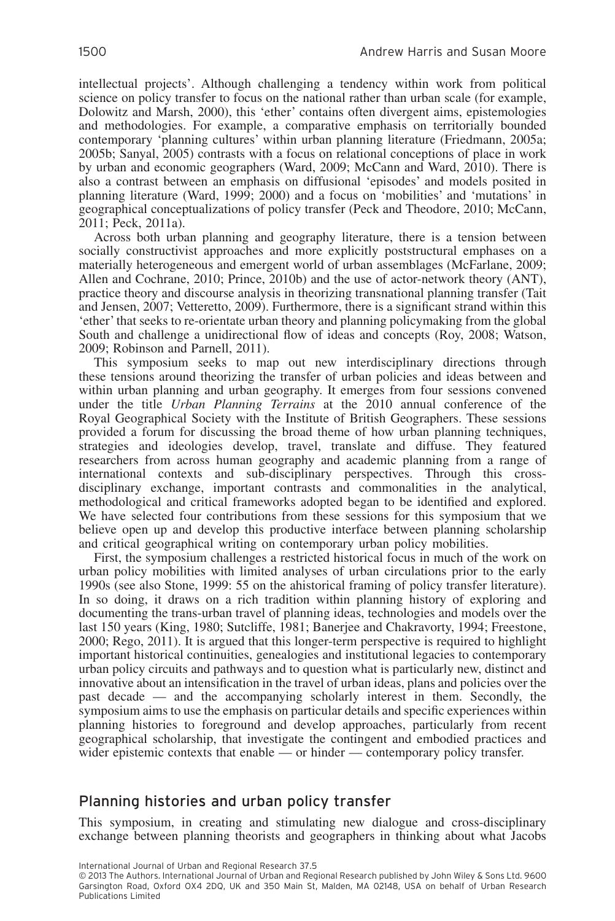intellectual projects'. Although challenging a tendency within work from political science on policy transfer to focus on the national rather than urban scale (for example, Dolowitz and Marsh, 2000), this 'ether' contains often divergent aims, epistemologies and methodologies. For example, a comparative emphasis on territorially bounded contemporary 'planning cultures' within urban planning literature (Friedmann, 2005a; 2005b; Sanyal, 2005) contrasts with a focus on relational conceptions of place in work by urban and economic geographers (Ward, 2009; McCann and Ward, 2010). There is also a contrast between an emphasis on diffusional 'episodes' and models posited in planning literature (Ward, 1999; 2000) and a focus on 'mobilities' and 'mutations' in geographical conceptualizations of policy transfer (Peck and Theodore, 2010; McCann, 2011; Peck, 2011a).

Across both urban planning and geography literature, there is a tension between socially constructivist approaches and more explicitly poststructural emphases on a materially heterogeneous and emergent world of urban assemblages (McFarlane, 2009; Allen and Cochrane, 2010; Prince, 2010b) and the use of actor-network theory (ANT), practice theory and discourse analysis in theorizing transnational planning transfer (Tait and Jensen, 2007; Vetteretto, 2009). Furthermore, there is a significant strand within this 'ether' that seeks to re-orientate urban theory and planning policymaking from the global South and challenge a unidirectional flow of ideas and concepts (Roy, 2008; Watson, 2009; Robinson and Parnell, 2011).

This symposium seeks to map out new interdisciplinary directions through these tensions around theorizing the transfer of urban policies and ideas between and within urban planning and urban geography. It emerges from four sessions convened under the title *Urban Planning Terrains* at the 2010 annual conference of the Royal Geographical Society with the Institute of British Geographers. These sessions provided a forum for discussing the broad theme of how urban planning techniques, strategies and ideologies develop, travel, translate and diffuse. They featured researchers from across human geography and academic planning from a range of international contexts and sub-disciplinary perspectives. Through this cross-disciplinary exchange, important contrasts and commonalities in the analytical, methodological and critical frameworks adopted began to be identified and explored. We have selected four contributions from these sessions for this symposium that we believe open up and develop this productive interface between planning scholarship and critical geographical writing on contemporary urban policy mobilities.

First, the symposium challenges a restricted historical focus in much of the work on urban policy mobilities with limited analyses of urban circulations prior to the early 1990s (see also Stone, 1999: 55 on the ahistorical framing of policy transfer literature). In so doing, it draws on a rich tradition within planning history of exploring and documenting the trans-urban travel of planning ideas, technologies and models over the last 150 years (King, 1980; Sutcliffe, 1981; Banerjee and Chakravorty, 1994; Freestone, 2000; Rego, 2011). It is argued that this longer-term perspective is required to highlight important historical continuities, genealogies and institutional legacies to contemporary urban policy circuits and pathways and to question what is particularly new, distinct and innovative about an intensification in the travel of urban ideas, plans and policies over the past decade — and the accompanying scholarly interest in them. Secondly, the symposium aims to use the emphasis on particular details and specific experiences within planning histories to foreground and develop approaches, particularly from recent geographical scholarship, that investigate the contingent and embodied practices and wider epistemic contexts that enable — or hinder — contemporary policy transfer.

## Planning histories and urban policy transfer

This symposium, in creating and stimulating new dialogue and cross-disciplinary exchange between planning theorists and geographers in thinking about what Jacobs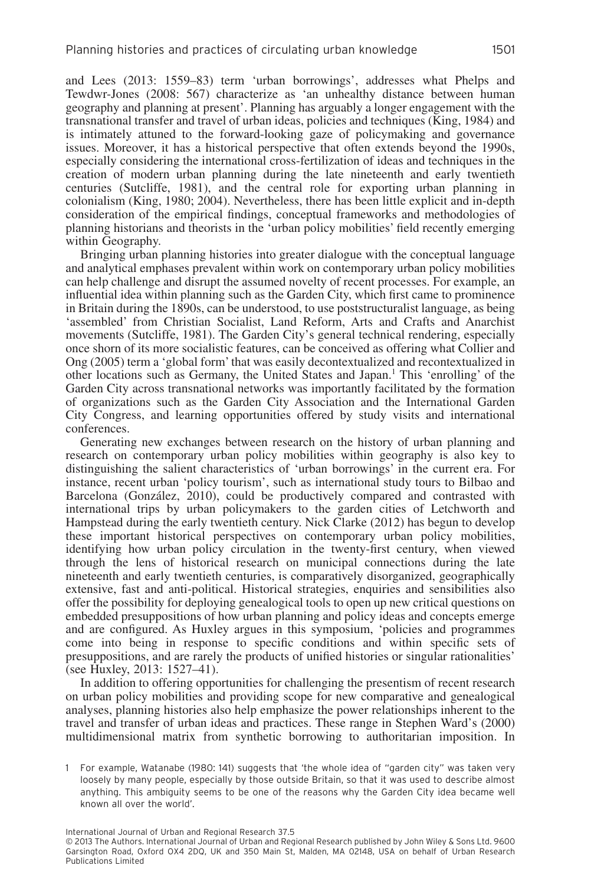and Lees (2013: 1559–83) term 'urban borrowings', addresses what Phelps and Tewdwr-Jones (2008: 567) characterize as 'an unhealthy distance between human geography and planning at present'. Planning has arguably a longer engagement with the transnational transfer and travel of urban ideas, policies and techniques (King, 1984) and is intimately attuned to the forward-looking gaze of policymaking and governance issues. Moreover, it has a historical perspective that often extends beyond the 1990s, especially considering the international cross-fertilization of ideas and techniques in the creation of modern urban planning during the late nineteenth and early twentieth centuries (Sutcliffe, 1981), and the central role for exporting urban planning in colonialism (King, 1980; 2004). Nevertheless, there has been little explicit and in-depth consideration of the empirical findings, conceptual frameworks and methodologies of planning historians and theorists in the 'urban policy mobilities' field recently emerging within Geography.

Bringing urban planning histories into greater dialogue with the conceptual language and analytical emphases prevalent within work on contemporary urban policy mobilities can help challenge and disrupt the assumed novelty of recent processes. For example, an influential idea within planning such as the Garden City, which first came to prominence in Britain during the 1890s, can be understood, to use poststructuralist language, as being 'assembled' from Christian Socialist, Land Reform, Arts and Crafts and Anarchist movements (Sutcliffe, 1981). The Garden City's general technical rendering, especially once shorn of its more socialistic features, can be conceived as offering what Collier and Ong (2005) term a 'global form' that was easily decontextualized and recontextualized in other locations such as Germany, the United States and Japan.[1] This 'enrolling' of the Garden City across transnational networks was importantly facilitated by the formation of organizations such as the Garden City Association and the International Garden City Congress, and learning opportunities offered by study visits and international conferences.

Generating new exchanges between research on the history of urban planning and research on contemporary urban policy mobilities within geography is also key to distinguishing the salient characteristics of 'urban borrowings' in the current era. For instance, recent urban 'policy tourism', such as international study tours to Bilbao and Barcelona (González, 2010), could be productively compared and contrasted with international trips by urban policymakers to the garden cities of Letchworth and Hampstead during the early twentieth century. Nick Clarke (2012) has begun to develop these important historical perspectives on contemporary urban policy mobilities, identifying how urban policy circulation in the twenty-first century, when viewed through the lens of historical research on municipal connections during the late nineteenth and early twentieth centuries, is comparatively disorganized, geographically extensive, fast and anti-political. Historical strategies, enquiries and sensibilities also offer the possibility for deploying genealogical tools to open up new critical questions on embedded presuppositions of how urban planning and policy ideas and concepts emerge and are configured. As Huxley argues in this symposium, 'policies and programmes come into being in response to specific conditions and within specific sets of presuppositions, and are rarely the products of unified histories or singular rationalities' (see Huxley, 2013: 1527–41).

In addition to offering opportunities for challenging the presentism of recent research on urban policy mobilities and providing scope for new comparative and genealogical analyses, planning histories also help emphasize the power relationships inherent to the travel and transfer of urban ideas and practices. These range in Stephen Ward's (2000) multidimensional matrix from synthetic borrowing to authoritarian imposition. In

1 For example, Watanabe (1980: 141) suggests that 'the whole idea of "garden city" was taken very loosely by many people, especially by those outside Britain, so that it was used to describe almost anything. This ambiguity seems to be one of the reasons why the Garden City idea became well known all over the world'.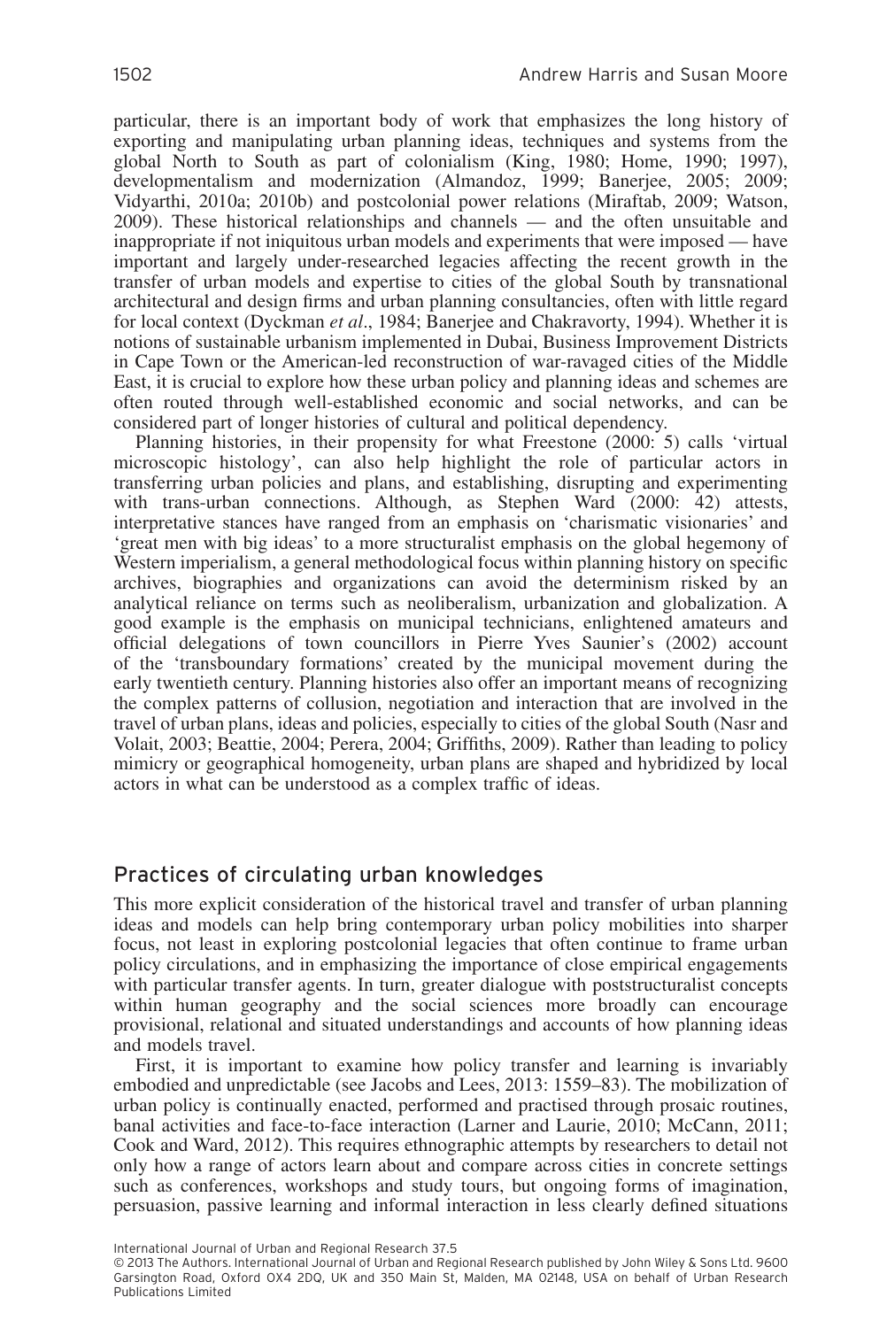particular, there is an important body of work that emphasizes the long history of exporting and manipulating urban planning ideas, techniques and systems from the global North to South as part of colonialism (King, 1980; Home, 1990; 1997), developmentalism and modernization (Almandoz, 1999; Banerjee, 2005; 2009; Vidyarthi, 2010a; 2010b) and postcolonial power relations (Miraftab, 2009; Watson, 2009). These historical relationships and channels — and the often unsuitable and inappropriate if not iniquitous urban models and experiments that were imposed — have important and largely under-researched legacies affecting the recent growth in the transfer of urban models and expertise to cities of the global South by transnational architectural and design firms and urban planning consultancies, often with little regard for local context (Dyckman *et al*., 1984; Banerjee and Chakravorty, 1994). Whether it is notions of sustainable urbanism implemented in Dubai, Business Improvement Districts in Cape Town or the American-led reconstruction of war-ravaged cities of the Middle East, it is crucial to explore how these urban policy and planning ideas and schemes are often routed through well-established economic and social networks, and can be considered part of longer histories of cultural and political dependency.

Planning histories, in their propensity for what Freestone (2000: 5) calls 'virtual microscopic histology', can also help highlight the role of particular actors in transferring urban policies and plans, and establishing, disrupting and experimenting with trans-urban connections. Although, as Stephen Ward (2000: 42) attests, interpretative stances have ranged from an emphasis on 'charismatic visionaries' and 'great men with big ideas' to a more structuralist emphasis on the global hegemony of Western imperialism, a general methodological focus within planning history on specific archives, biographies and organizations can avoid the determinism risked by an analytical reliance on terms such as neoliberalism, urbanization and globalization. A good example is the emphasis on municipal technicians, enlightened amateurs and official delegations of town councillors in Pierre Yves Saunier's (2002) account of the 'transboundary formations' created by the municipal movement during the early twentieth century. Planning histories also offer an important means of recognizing the complex patterns of collusion, negotiation and interaction that are involved in the travel of urban plans, ideas and policies, especially to cities of the global South (Nasr and Volait, 2003; Beattie, 2004; Perera, 2004; Griffiths, 2009). Rather than leading to policy mimicry or geographical homogeneity, urban plans are shaped and hybridized by local actors in what can be understood as a complex traffic of ideas.

## Practices of circulating urban knowledges

This more explicit consideration of the historical travel and transfer of urban planning ideas and models can help bring contemporary urban policy mobilities into sharper focus, not least in exploring postcolonial legacies that often continue to frame urban policy circulations, and in emphasizing the importance of close empirical engagements with particular transfer agents. In turn, greater dialogue with poststructuralist concepts within human geography and the social sciences more broadly can encourage provisional, relational and situated understandings and accounts of how planning ideas and models travel.

First, it is important to examine how policy transfer and learning is invariably embodied and unpredictable (see Jacobs and Lees, 2013: 1559–83). The mobilization of urban policy is continually enacted, performed and practised through prosaic routines, banal activities and face-to-face interaction (Larner and Laurie, 2010; McCann, 2011; Cook and Ward, 2012). This requires ethnographic attempts by researchers to detail not only how a range of actors learn about and compare across cities in concrete settings such as conferences, workshops and study tours, but ongoing forms of imagination, persuasion, passive learning and informal interaction in less clearly defined situations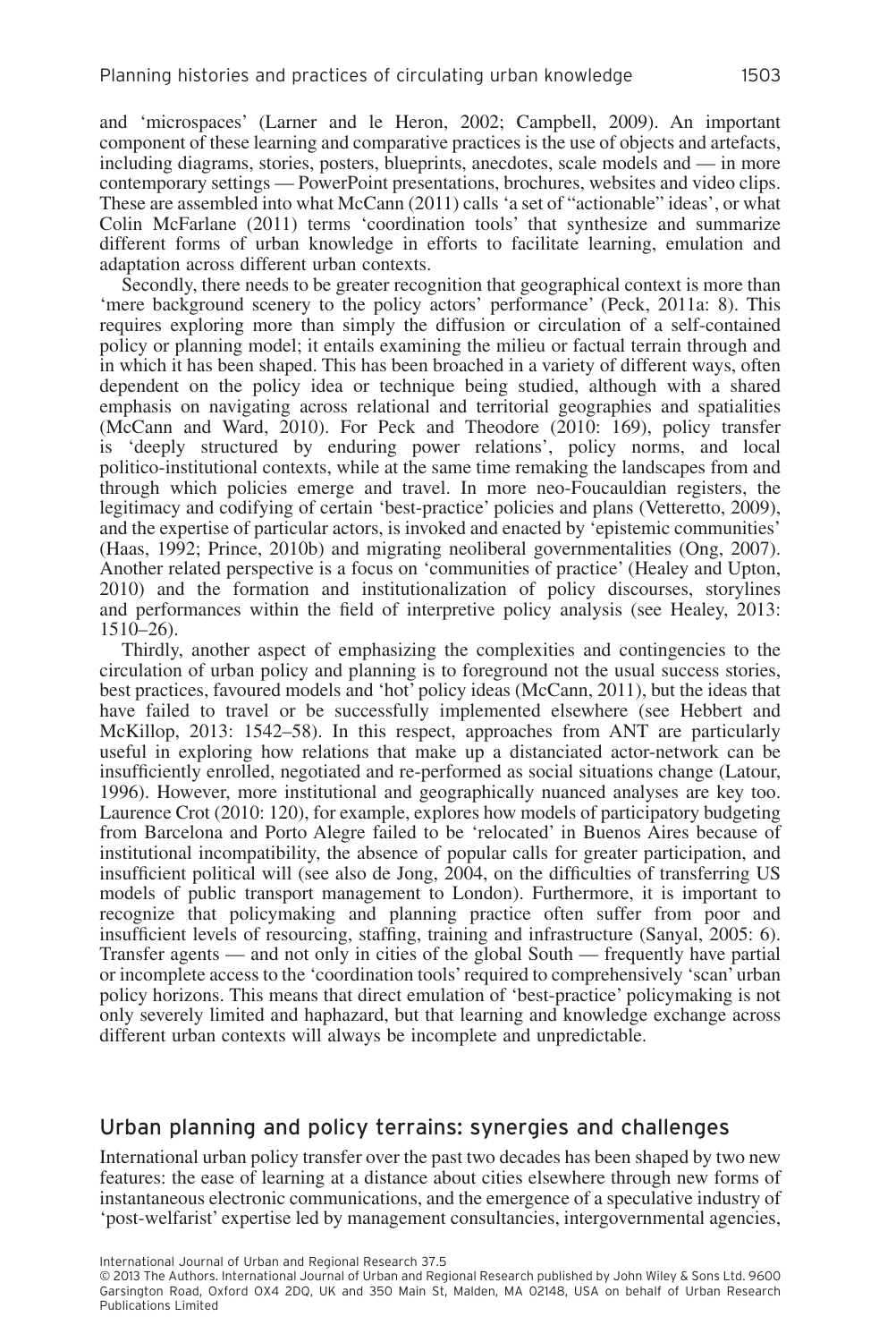and 'microspaces' (Larner and le Heron, 2002; Campbell, 2009). An important component of these learning and comparative practices is the use of objects and artefacts, including diagrams, stories, posters, blueprints, anecdotes, scale models and — in more contemporary settings — PowerPoint presentations, brochures, websites and video clips. These are assembled into what McCann (2011) calls 'a set of "actionable" ideas', or what Colin McFarlane (2011) terms 'coordination tools' that synthesize and summarize different forms of urban knowledge in efforts to facilitate learning, emulation and adaptation across different urban contexts.

Secondly, there needs to be greater recognition that geographical context is more than 'mere background scenery to the policy actors' performance' (Peck, 2011a: 8). This requires exploring more than simply the diffusion or circulation of a self-contained policy or planning model; it entails examining the milieu or factual terrain through and in which it has been shaped. This has been broached in a variety of different ways, often dependent on the policy idea or technique being studied, although with a shared emphasis on navigating across relational and territorial geographies and spatialities (McCann and Ward, 2010). For Peck and Theodore (2010: 169), policy transfer is 'deeply structured by enduring power relations', policy norms, and local politico-institutional contexts, while at the same time remaking the landscapes from and through which policies emerge and travel. In more neo-Foucauldian registers, the legitimacy and codifying of certain 'best-practice' policies and plans (Vetteretto, 2009), and the expertise of particular actors, is invoked and enacted by 'epistemic communities' (Haas, 1992; Prince, 2010b) and migrating neoliberal governmentalities (Ong, 2007). Another related perspective is a focus on 'communities of practice' (Healey and Upton, 2010) and the formation and institutionalization of policy discourses, storylines and performances within the field of interpretive policy analysis (see Healey, 2013: 1510–26).

Thirdly, another aspect of emphasizing the complexities and contingencies to the circulation of urban policy and planning is to foreground not the usual success stories, best practices, favoured models and 'hot' policy ideas (McCann, 2011), but the ideas that have failed to travel or be successfully implemented elsewhere (see Hebbert and McKillop, 2013: 1542–58). In this respect, approaches from ANT are particularly useful in exploring how relations that make up a distanciated actor-network can be insufficiently enrolled, negotiated and re-performed as social situations change (Latour, 1996). However, more institutional and geographically nuanced analyses are key too. Laurence Crot (2010: 120), for example, explores how models of participatory budgeting from Barcelona and Porto Alegre failed to be 'relocated' in Buenos Aires because of institutional incompatibility, the absence of popular calls for greater participation, and insufficient political will (see also de Jong, 2004, on the difficulties of transferring US models of public transport management to London). Furthermore, it is important to recognize that policymaking and planning practice often suffer from poor and insufficient levels of resourcing, staffing, training and infrastructure (Sanyal, 2005: 6). Transfer agents — and not only in cities of the global South — frequently have partial or incomplete access to the 'coordination tools' required to comprehensively 'scan' urban policy horizons. This means that direct emulation of 'best-practice' policymaking is not only severely limited and haphazard, but that learning and knowledge exchange across different urban contexts will always be incomplete and unpredictable.

## Urban planning and policy terrains: synergies and challenges

International urban policy transfer over the past two decades has been shaped by two new features: the ease of learning at a distance about cities elsewhere through new forms of instantaneous electronic communications, and the emergence of a speculative industry of 'post-welfarist' expertise led by management consultancies, intergovernmental agencies,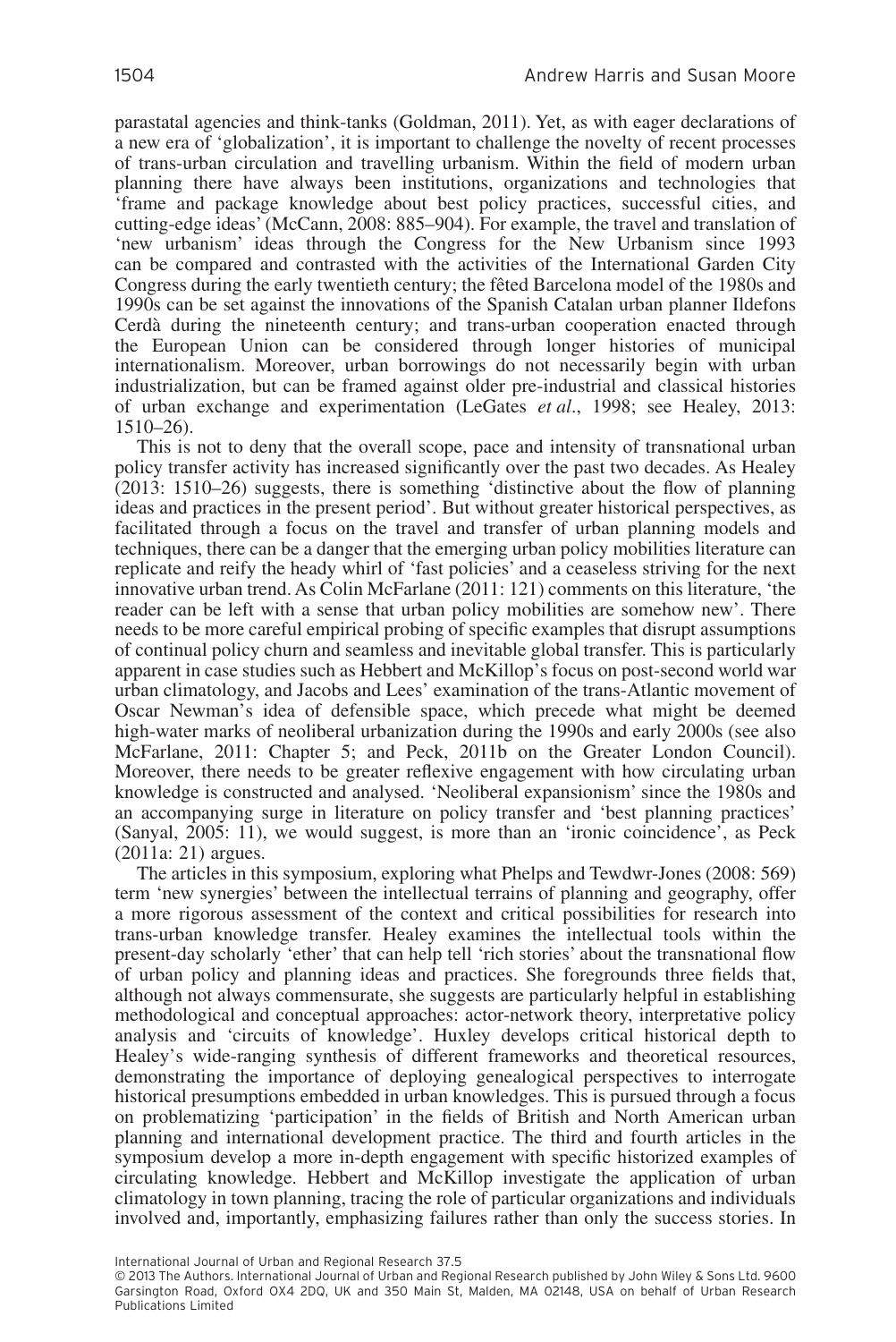parastatal agencies and think-tanks (Goldman, 2011). Yet, as with eager declarations of a new era of 'globalization', it is important to challenge the novelty of recent processes of trans-urban circulation and travelling urbanism. Within the field of modern urban planning there have always been institutions, organizations and technologies that 'frame and package knowledge about best policy practices, successful cities, and cutting-edge ideas' (McCann, 2008: 885–904). For example, the travel and translation of 'new urbanism' ideas through the Congress for the New Urbanism since 1993 can be compared and contrasted with the activities of the International Garden City Congress during the early twentieth century; the fêted Barcelona model of the 1980s and 1990s can be set against the innovations of the Spanish Catalan urban planner Ildefons Cerdà during the nineteenth century; and trans-urban cooperation enacted through the European Union can be considered through longer histories of municipal internationalism. Moreover, urban borrowings do not necessarily begin with urban industrialization, but can be framed against older pre-industrial and classical histories of urban exchange and experimentation (LeGates *et al*., 1998; see Healey, 2013: 1510–26).

This is not to deny that the overall scope, pace and intensity of transnational urban policy transfer activity has increased significantly over the past two decades. As Healey (2013: 1510–26) suggests, there is something 'distinctive about the flow of planning ideas and practices in the present period'. But without greater historical perspectives, as facilitated through a focus on the travel and transfer of urban planning models and techniques, there can be a danger that the emerging urban policy mobilities literature can replicate and reify the heady whirl of 'fast policies' and a ceaseless striving for the next innovative urban trend. As Colin McFarlane (2011: 121) comments on this literature, 'the reader can be left with a sense that urban policy mobilities are somehow new'. There needs to be more careful empirical probing of specific examples that disrupt assumptions of continual policy churn and seamless and inevitable global transfer. This is particularly apparent in case studies such as Hebbert and McKillop's focus on post-second world war urban climatology, and Jacobs and Lees' examination of the trans-Atlantic movement of Oscar Newman's idea of defensible space, which precede what might be deemed high-water marks of neoliberal urbanization during the 1990s and early 2000s (see also McFarlane, 2011: Chapter 5; and Peck, 2011b on the Greater London Council). Moreover, there needs to be greater reflexive engagement with how circulating urban knowledge is constructed and analysed. 'Neoliberal expansionism' since the 1980s and an accompanying surge in literature on policy transfer and 'best planning practices' (Sanyal, 2005: 11), we would suggest, is more than an 'ironic coincidence', as Peck (2011a: 21) argues.

The articles in this symposium, exploring what Phelps and Tewdwr-Jones (2008: 569) term 'new synergies' between the intellectual terrains of planning and geography, offer a more rigorous assessment of the context and critical possibilities for research into trans-urban knowledge transfer. Healey examines the intellectual tools within the present-day scholarly 'ether' that can help tell 'rich stories' about the transnational flow of urban policy and planning ideas and practices. She foregrounds three fields that, although not always commensurate, she suggests are particularly helpful in establishing methodological and conceptual approaches: actor-network theory, interpretative policy analysis and 'circuits of knowledge'. Huxley develops critical historical depth to Healey's wide-ranging synthesis of different frameworks and theoretical resources, demonstrating the importance of deploying genealogical perspectives to interrogate historical presumptions embedded in urban knowledges. This is pursued through a focus on problematizing 'participation' in the fields of British and North American urban planning and international development practice. The third and fourth articles in the symposium develop a more in-depth engagement with specific historized examples of circulating knowledge. Hebbert and McKillop investigate the application of urban climatology in town planning, tracing the role of particular organizations and individuals involved and, importantly, emphasizing failures rather than only the success stories. In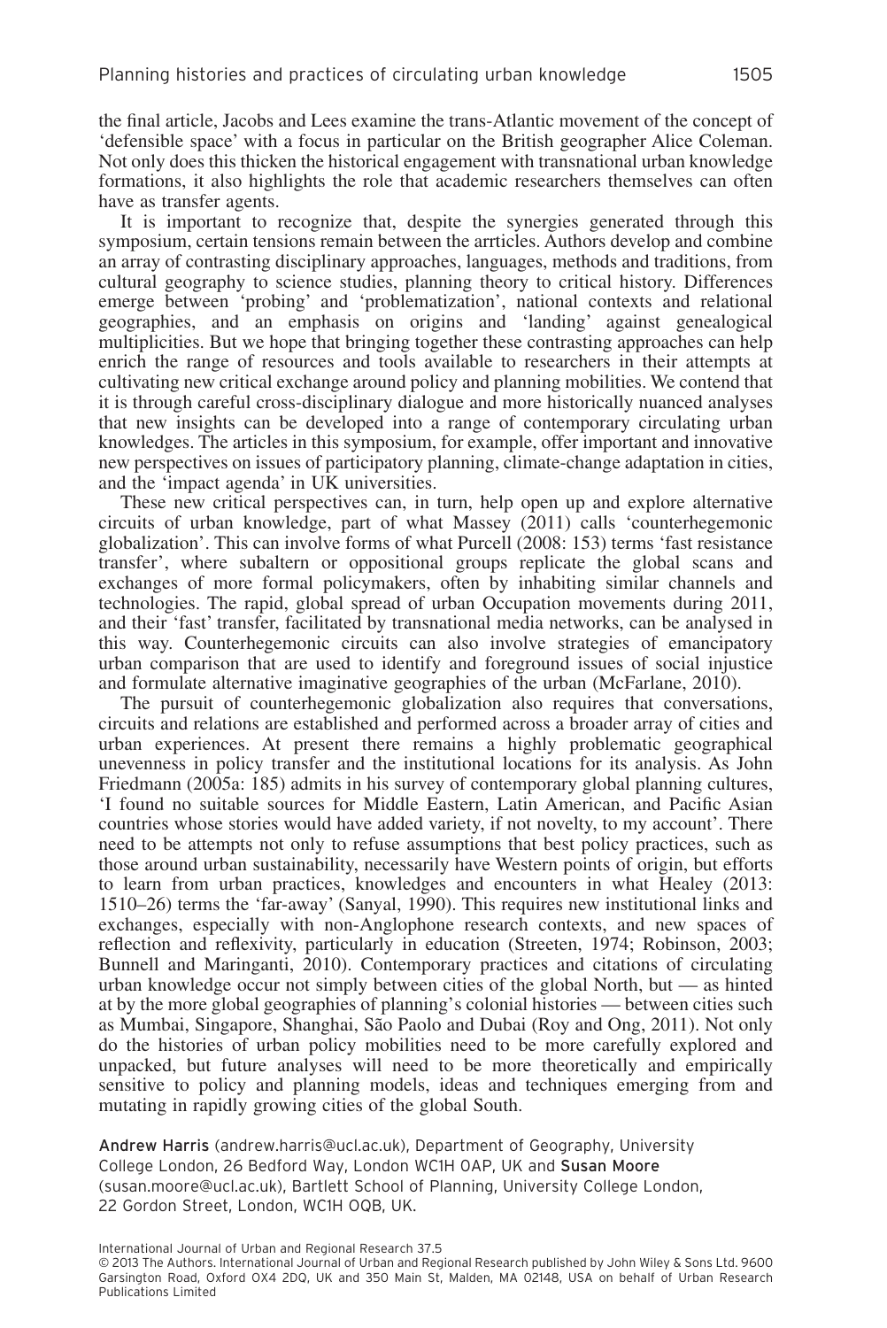the final article, Jacobs and Lees examine the trans-Atlantic movement of the concept of 'defensible space' with a focus in particular on the British geographer Alice Coleman. Not only does this thicken the historical engagement with transnational urban knowledge formations, it also highlights the role that academic researchers themselves can often have as transfer agents.

It is important to recognize that, despite the synergies generated through this symposium, certain tensions remain between the arrticles. Authors develop and combine an array of contrasting disciplinary approaches, languages, methods and traditions, from cultural geography to science studies, planning theory to critical history. Differences emerge between 'probing' and 'problematization', national contexts and relational geographies, and an emphasis on origins and 'landing' against genealogical multiplicities. But we hope that bringing together these contrasting approaches can help enrich the range of resources and tools available to researchers in their attempts at cultivating new critical exchange around policy and planning mobilities. We contend that it is through careful cross-disciplinary dialogue and more historically nuanced analyses that new insights can be developed into a range of contemporary circulating urban knowledges. The articles in this symposium, for example, offer important and innovative new perspectives on issues of participatory planning, climate-change adaptation in cities, and the 'impact agenda' in UK universities.

These new critical perspectives can, in turn, help open up and explore alternative circuits of urban knowledge, part of what Massey (2011) calls 'counterhegemonic globalization'. This can involve forms of what Purcell (2008: 153) terms 'fast resistance transfer', where subaltern or oppositional groups replicate the global scans and exchanges of more formal policymakers, often by inhabiting similar channels and technologies. The rapid, global spread of urban Occupation movements during 2011, and their 'fast' transfer, facilitated by transnational media networks, can be analysed in this way. Counterhegemonic circuits can also involve strategies of emancipatory urban comparison that are used to identify and foreground issues of social injustice and formulate alternative imaginative geographies of the urban (McFarlane, 2010).

The pursuit of counterhegemonic globalization also requires that conversations, circuits and relations are established and performed across a broader array of cities and urban experiences. At present there remains a highly problematic geographical unevenness in policy transfer and the institutional locations for its analysis. As John Friedmann (2005a: 185) admits in his survey of contemporary global planning cultures, 'I found no suitable sources for Middle Eastern, Latin American, and Pacific Asian countries whose stories would have added variety, if not novelty, to my account'. There need to be attempts not only to refuse assumptions that best policy practices, such as those around urban sustainability, necessarily have Western points of origin, but efforts to learn from urban practices, knowledges and encounters in what Healey (2013: 1510–26) terms the 'far-away' (Sanyal, 1990). This requires new institutional links and exchanges, especially with non-Anglophone research contexts, and new spaces of reflection and reflexivity, particularly in education (Streeten, 1974; Robinson, 2003; Bunnell and Maringanti, 2010). Contemporary practices and citations of circulating urban knowledge occur not simply between cities of the global North, but — as hinted at by the more global geographies of planning's colonial histories — between cities such as Mumbai, Singapore, Shanghai, São Paolo and Dubai (Roy and Ong, 2011). Not only do the histories of urban policy mobilities need to be more carefully explored and unpacked, but future analyses will need to be more theoretically and empirically sensitive to policy and planning models, ideas and techniques emerging from and mutating in rapidly growing cities of the global South.

Andrew Harris (andrew.harris@ucl.ac.uk), Department of Geography, University College London, 26 Bedford Way, London WC1H 0AP, UK and Susan Moore (susan.moore@ucl.ac.uk), Bartlett School of Planning, University College London, 22 Gordon Street, London, WC1H 0QB, UK.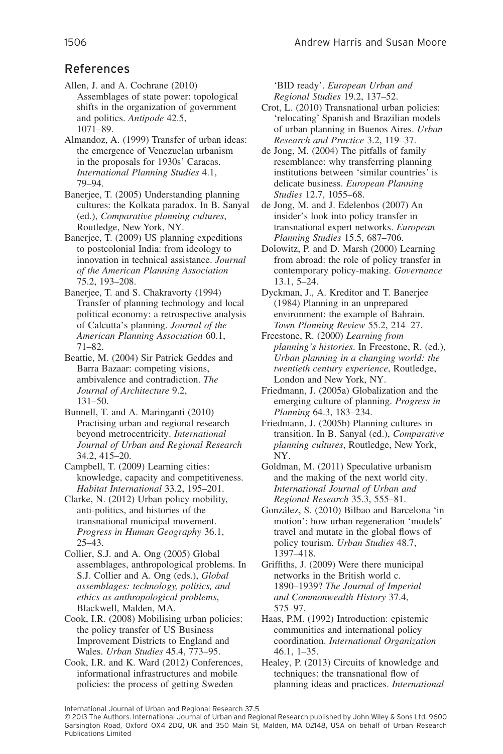## References

Allen, J. and A. Cochrane (2010) Assemblages of state power: topological shifts in the organization of government and politics. *Antipode* 42.5, 1071–89.

Almandoz, A. (1999) Transfer of urban ideas: the emergence of Venezuelan urbanism in the proposals for 1930s' Caracas. *International Planning Studies* 4.1, 79–94.

Banerjee, T. (2005) Understanding planning cultures: the Kolkata paradox. In B. Sanyal (ed.), *Comparative planning cultures*, Routledge, New York, NY.

Banerjee, T. (2009) US planning expeditions to postcolonial India: from ideology to innovation in technical assistance. *Journal of the American Planning Association* 75.2, 193–208.

Banerjee, T. and S. Chakravorty (1994) Transfer of planning technology and local political economy: a retrospective analysis of Calcutta's planning. *Journal of the American Planning Association* 60.1, 71–82.

Beattie, M. (2004) Sir Patrick Geddes and Barra Bazaar: competing visions, ambivalence and contradiction. *The Journal of Architecture* 9.2, 131–50.

Bunnell, T. and A. Maringanti (2010) Practising urban and regional research beyond metrocentricity. *International Journal of Urban and Regional Research* 34.2, 415–20.

Campbell, T. (2009) Learning cities: knowledge, capacity and competitiveness. *Habitat International* 33.2, 195–201.

Clarke, N. (2012) Urban policy mobility, anti-politics, and histories of the transnational municipal movement. *Progress in Human Geography* 36.1, 25–43.

Collier, S.J. and A. Ong (2005) Global assemblages, anthropological problems. In S.J. Collier and A. Ong (eds.), *Global assemblages: technology, politics, and ethics as anthropological problems*, Blackwell, Malden, MA.

Cook, I.R. (2008) Mobilising urban policies: the policy transfer of US Business Improvement Districts to England and Wales. *Urban Studies* 45.4, 773–95.

Cook, I.R. and K. Ward (2012) Conferences, informational infrastructures and mobile policies: the process of getting Sweden 'BID ready'. *European Urban and Regional Studies* 19.2, 137–52.

Crot, L. (2010) Transnational urban policies: 'relocating' Spanish and Brazilian models of urban planning in Buenos Aires. *Urban Research and Practice* 3.2, 119–37.

de Jong, M. (2004) The pitfalls of family resemblance: why transferring planning institutions between 'similar countries' is delicate business. *European Planning Studies* 12.7, 1055–68.

de Jong, M. and J. Edelenbos (2007) An insider's look into policy transfer in transnational expert networks. *European Planning Studies* 15.5, 687–706.

Dolowitz, P. and D. Marsh (2000) Learning from abroad: the role of policy transfer in contemporary policy-making. *Governance* 13.1, 5–24.

Dyckman, J., A. Kreditor and T. Banerjee (1984) Planning in an unprepared environment: the example of Bahrain. *Town Planning Review* 55.2, 214–27.

Freestone, R. (2000) *Learning from planning's histories*. In Freestone, R. (ed.), *Urban planning in a changing world: the twentieth century experience*, Routledge, London and New York, NY.

Friedmann, J. (2005a) Globalization and the emerging culture of planning. *Progress in Planning* 64.3, 183–234.

Friedmann, J. (2005b) Planning cultures in transition. In B. Sanyal (ed.), *Comparative planning cultures*, Routledge, New York, NY.

Goldman, M. (2011) Speculative urbanism and the making of the next world city. *International Journal of Urban and Regional Research* 35.3, 555–81.

González, S. (2010) Bilbao and Barcelona 'in motion': how urban regeneration 'models' travel and mutate in the global flows of policy tourism. *Urban Studies* 48.7, 1397–418.

Griffiths, J. (2009) Were there municipal networks in the British world c. 1890–1939? *The Journal of Imperial and Commonwealth History* 37.4, 575–97.

Haas, P.M. (1992) Introduction: epistemic communities and international policy coordination. *International Organization* 46.1, 1–35.

Healey, P. (2013) Circuits of knowledge and techniques: the transnational flow of planning ideas and practices. *International*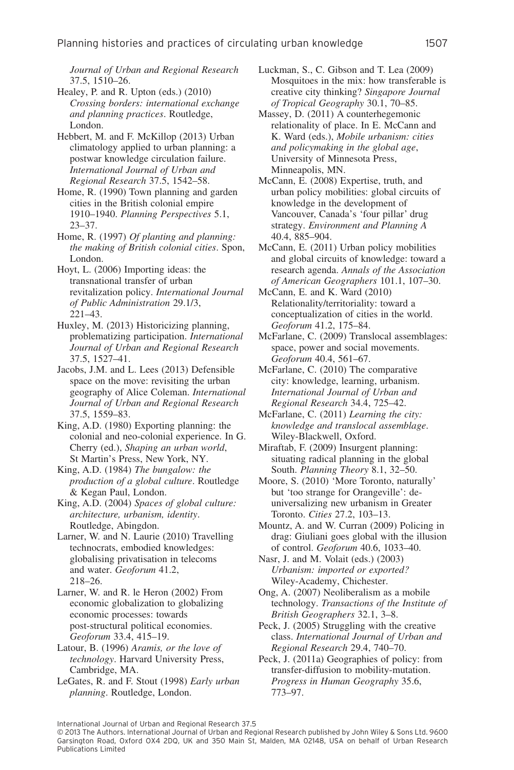*Journal of Urban and Regional Research* 37.5, 1510–26.

Healey, P. and R. Upton (eds.) (2010) *Crossing borders: international exchange and planning practices*. Routledge, London.

Hebbert, M. and F. McKillop (2013) Urban climatology applied to urban planning: a postwar knowledge circulation failure. *International Journal of Urban and Regional Research* 37.5, 1542–58.

Home, R. (1990) Town planning and garden cities in the British colonial empire 1910–1940. *Planning Perspectives* 5.1, 23–37.

Home, R. (1997) *Of planting and planning: the making of British colonial cities*. Spon, London.

Hoyt, L. (2006) Importing ideas: the transnational transfer of urban revitalization policy. *International Journal of Public Administration* 29.1/3, 221–43.

Huxley, M. (2013) Historicizing planning, problematizing participation. *International Journal of Urban and Regional Research* 37.5, 1527–41.

Jacobs, J.M. and L. Lees (2013) Defensible space on the move: revisiting the urban geography of Alice Coleman. *International Journal of Urban and Regional Research* 37.5, 1559–83.

King, A.D. (1980) Exporting planning: the colonial and neo-colonial experience. In G. Cherry (ed.), *Shaping an urban world*, St Martin's Press, New York, NY.

King, A.D. (1984) *The bungalow: the production of a global culture*. Routledge & Kegan Paul, London.

King, A.D. (2004) *Spaces of global culture: architecture, urbanism, identity*. Routledge, Abingdon.

Larner, W. and N. Laurie (2010) Travelling technocrats, embodied knowledges: globalising privatisation in telecoms and water. *Geoforum* 41.2, 218–26.

Larner, W. and R. le Heron (2002) From economic globalization to globalizing economic processes: towards post-structural political economies. *Geoforum* 33.4, 415–19.

Latour, B. (1996) *Aramis, or the love of technology*. Harvard University Press, Cambridge, MA.

LeGates, R. and F. Stout (1998) *Early urban planning*. Routledge, London.

Luckman, S., C. Gibson and T. Lea (2009) Mosquitoes in the mix: how transferable is creative city thinking? *Singapore Journal of Tropical Geography* 30.1, 70–85.

Massey, D. (2011) A counterhegemonic relationality of place. In E. McCann and K. Ward (eds.), *Mobile urbanism: cities and policymaking in the global age*, University of Minnesota Press, Minneapolis, MN.

McCann, E. (2008) Expertise, truth, and urban policy mobilities: global circuits of knowledge in the development of Vancouver, Canada's 'four pillar' drug strategy. *Environment and Planning A* 40.4, 885–904.

McCann, E. (2011) Urban policy mobilities and global circuits of knowledge: toward a research agenda. *Annals of the Association of American Geographers* 101.1, 107–30.

McCann, E. and K. Ward (2010) Relationality/territoriality: toward a conceptualization of cities in the world. *Geoforum* 41.2, 175–84.

McFarlane, C. (2009) Translocal assemblages: space, power and social movements. *Geoforum* 40.4, 561–67.

McFarlane, C. (2010) The comparative city: knowledge, learning, urbanism. *International Journal of Urban and Regional Research* 34.4, 725–42.

McFarlane, C. (2011) *Learning the city: knowledge and translocal assemblage*. Wiley-Blackwell, Oxford.

Miraftab, F. (2009) Insurgent planning: situating radical planning in the global South. *Planning Theory* 8.1, 32–50.

Moore, S. (2010) 'More Toronto, naturally' but 'too strange for Orangeville': de-universalizing new urbanism in Greater Toronto. *Cities* 27.2, 103–13.

Mountz, A. and W. Curran (2009) Policing in drag: Giuliani goes global with the illusion of control. *Geoforum* 40.6, 1033–40.

Nasr, J. and M. Volait (eds.) (2003) *Urbanism: imported or exported?* Wiley-Academy, Chichester.

Ong, A. (2007) Neoliberalism as a mobile technology. *Transactions of the Institute of British Geographers* 32.1, 3–8.

Peck, J. (2005) Struggling with the creative class. *International Journal of Urban and Regional Research* 29.4, 740–70.

Peck, J. (2011a) Geographies of policy: from transfer-diffusion to mobility-mutation. *Progress in Human Geography* 35.6, 773–97.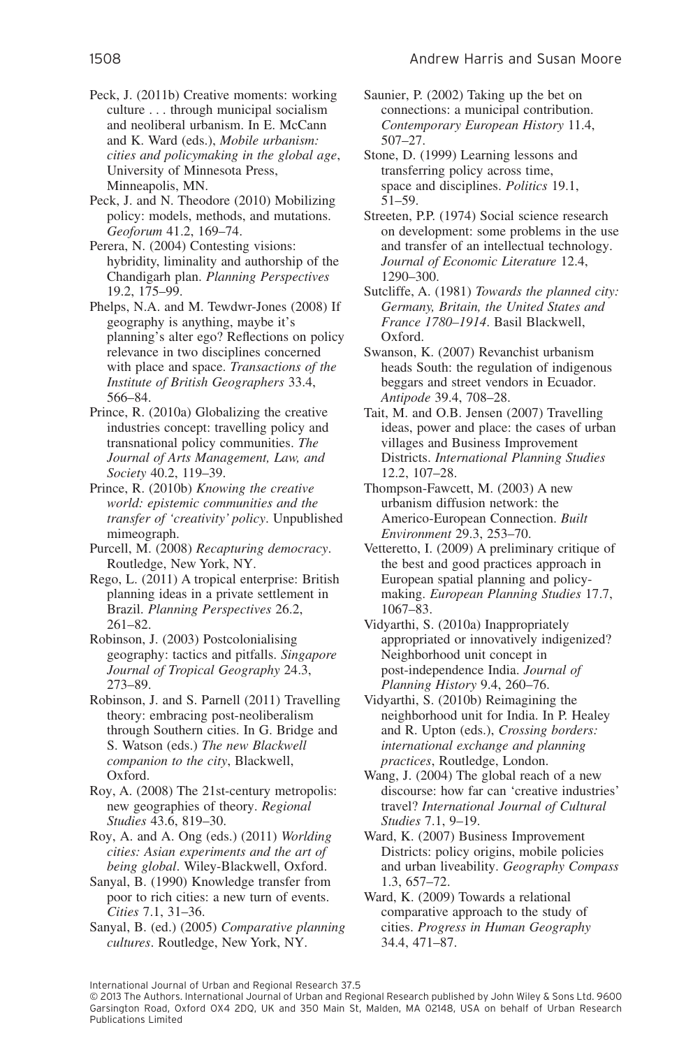Peck, J. (2011b) Creative moments: working culture . . . through municipal socialism and neoliberal urbanism. In E. McCann and K. Ward (eds.), *Mobile urbanism: cities and policymaking in the global age*, University of Minnesota Press, Minneapolis, MN.

Peck, J. and N. Theodore (2010) Mobilizing policy: models, methods, and mutations. *Geoforum* 41.2, 169–74.

Perera, N. (2004) Contesting visions: hybridity, liminality and authorship of the Chandigarh plan. *Planning Perspectives* 19.2, 175–99.

Phelps, N.A. and M. Tewdwr-Jones (2008) If geography is anything, maybe it's planning's alter ego? Reflections on policy relevance in two disciplines concerned with place and space. *Transactions of the Institute of British Geographers* 33.4, 566–84.

Prince, R. (2010a) Globalizing the creative industries concept: travelling policy and transnational policy communities. *The Journal of Arts Management, Law, and Society* 40.2, 119–39.

Prince, R. (2010b) *Knowing the creative world: epistemic communities and the transfer of 'creativity' policy*. Unpublished mimeograph.

Purcell, M. (2008) *Recapturing democracy*. Routledge, New York, NY.

Rego, L. (2011) A tropical enterprise: British planning ideas in a private settlement in Brazil. *Planning Perspectives* 26.2, 261–82.

Robinson, J. (2003) Postcolonialising geography: tactics and pitfalls. *Singapore Journal of Tropical Geography* 24.3, 273–89.

Robinson, J. and S. Parnell (2011) Travelling theory: embracing post-neoliberalism through Southern cities. In G. Bridge and S. Watson (eds.) *The new Blackwell companion to the city*, Blackwell, Oxford.

Roy, A. (2008) The 21st-century metropolis: new geographies of theory. *Regional Studies* 43.6, 819–30.

Roy, A. and A. Ong (eds.) (2011) *Worlding cities: Asian experiments and the art of being global*. Wiley-Blackwell, Oxford.

Sanyal, B. (1990) Knowledge transfer from poor to rich cities: a new turn of events. *Cities* 7.1, 31–36.

Sanyal, B. (ed.) (2005) *Comparative planning cultures*. Routledge, New York, NY.

Saunier, P. (2002) Taking up the bet on connections: a municipal contribution. *Contemporary European History* 11.4, 507–27.

Stone, D. (1999) Learning lessons and transferring policy across time, space and disciplines. *Politics* 19.1, 51–59.

Streeten, P.P. (1974) Social science research on development: some problems in the use and transfer of an intellectual technology. *Journal of Economic Literature* 12.4, 1290–300.

Sutcliffe, A. (1981) *Towards the planned city: Germany, Britain, the United States and France 1780–1914*. Basil Blackwell, Oxford.

Swanson, K. (2007) Revanchist urbanism heads South: the regulation of indigenous beggars and street vendors in Ecuador. *Antipode* 39.4, 708–28.

Tait, M. and O.B. Jensen (2007) Travelling ideas, power and place: the cases of urban villages and Business Improvement Districts. *International Planning Studies* 12.2, 107–28.

Thompson-Fawcett, M. (2003) A new urbanism diffusion network: the Americo-European Connection. *Built Environment* 29.3, 253–70.

Vetteretto, I. (2009) A preliminary critique of the best and good practices approach in European spatial planning and policy-making. *European Planning Studies* 17.7, 1067–83.

Vidyarthi, S. (2010a) Inappropriately appropriated or innovatively indigenized? Neighborhood unit concept in post-independence India. *Journal of Planning History* 9.4, 260–76.

Vidyarthi, S. (2010b) Reimagining the neighborhood unit for India. In P. Healey and R. Upton (eds.), *Crossing borders: international exchange and planning practices*, Routledge, London.

Wang, J. (2004) The global reach of a new discourse: how far can 'creative industries' travel? *International Journal of Cultural Studies* 7.1, 9–19.

Ward, K. (2007) Business Improvement Districts: policy origins, mobile policies and urban liveability. *Geography Compass* 1.3, 657–72.

Ward, K. (2009) Towards a relational comparative approach to the study of cities. *Progress in Human Geography* 34.4, 471–87.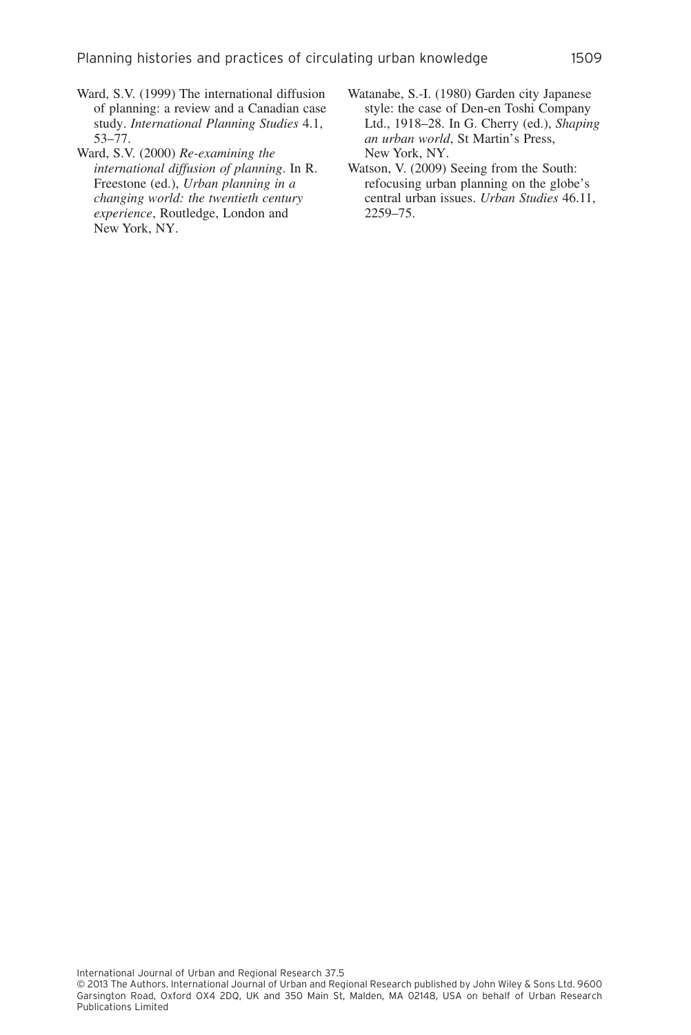Ward, S.V. (1999) The international diffusion of planning: a review and a Canadian case study. *International Planning Studies* 4.1, 53–77.

Ward, S.V. (2000) *Re-examining the international diffusion of planning*. In R. Freestone (ed.), *Urban planning in a changing world: the twentieth century experience*, Routledge, London and New York, NY.

Watanabe, S.-I. (1980) Garden city Japanese style: the case of Den-en Toshi Company Ltd., 1918–28. In G. Cherry (ed.), *Shaping an urban world*, St Martin's Press, New York, NY.

Watson, V. (2009) Seeing from the South: refocusing urban planning on the globe's central urban issues. *Urban Studies* 46.11, 2259–75.